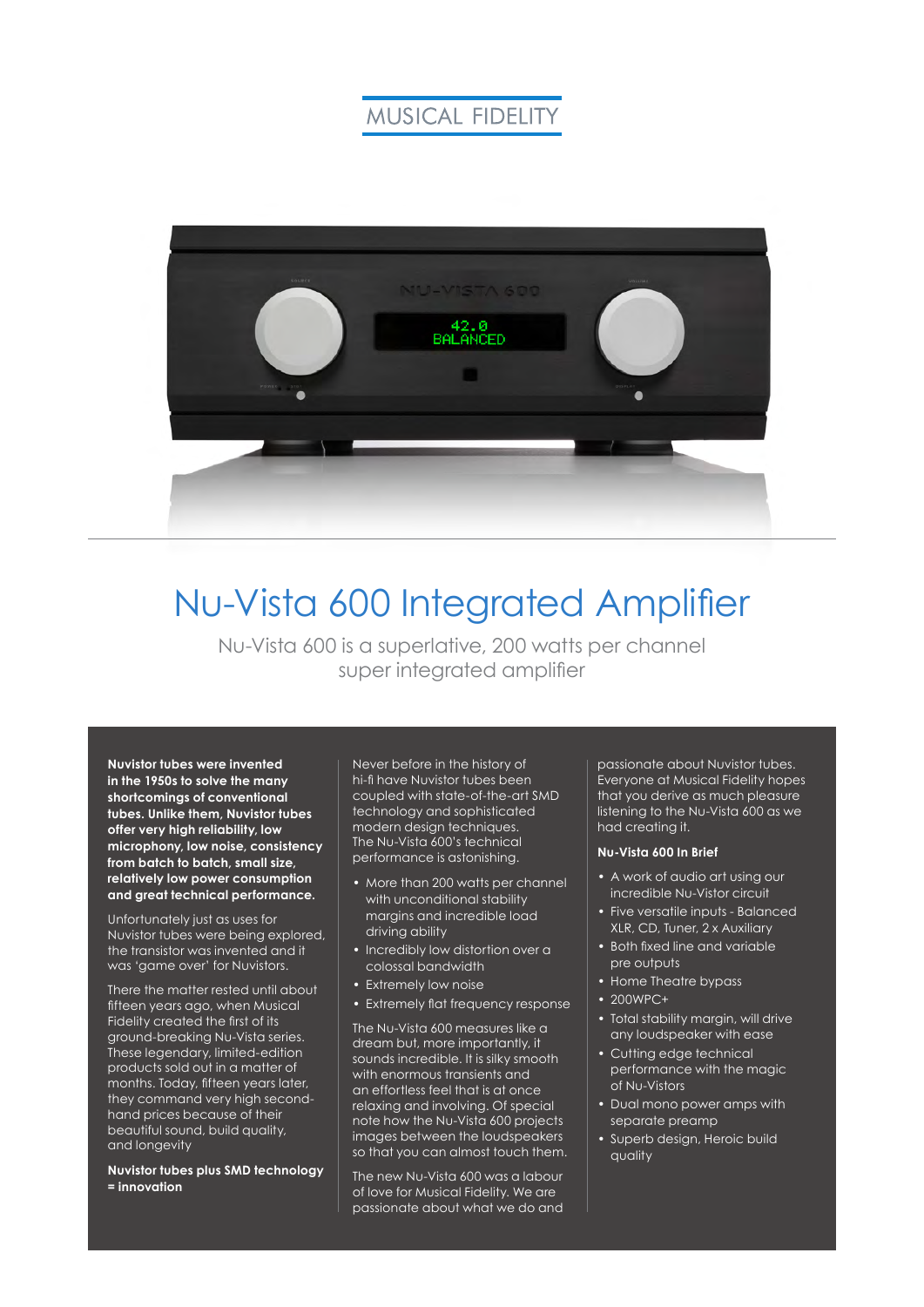MUSICAL FIDELITY

# Nu-Vista 600 Integrated Amplifier

Nu-Vista 600 is a superlative, 200 watts per channel super integrated amplifier

**Nuvistor tubes were invented in the 1950s to solve the many shortcomings of conventional tubes. Unlike them, Nuvistor tubes offer very high reliability, low microphony, low noise, consistency from batch to batch, small size, relatively low power consumption and great technical performance.**

Unfortunately just as uses for Nuvistor tubes were being explored, the transistor was invented and it was 'game over' for Nuvistors.

There the matter rested until about fifteen years ago, when Musical Fidelity created the first of its ground-breaking Nu-Vista series. These legendary, limited-edition products sold out in a matter of months. Today, fifteen years later, they command very high second-hand prices because of their beautiful sound, build quality, and longevity

**Nuvistor tubes plus SMD technology = innovation**

Never before in the history of hi-fi have Nuvistor tubes been coupled with state-of-the-art SMD technology and sophisticated modern design techniques. The Nu-Vista 600's technical performance is astonishing.

- More than 200 watts per channel with unconditional stability margins and incredible load driving ability
- Incredibly low distortion over a colossal bandwidth
- Extremely low noise
- Extremely flat frequency response

The Nu-Vista 600 measures like a dream but, more importantly, it sounds incredible. It is silky smooth with enormous transients and an effortless feel that is at once relaxing and involving. Of special note how the Nu-Vista 600 projects images between the loudspeakers so that you can almost touch them.

The new Nu-Vista 600 was a labour of love for Musical Fidelity. We are passionate about what we do and passionate about Nuvistor tubes. Everyone at Musical Fidelity hopes that you derive as much pleasure listening to the Nu-Vista 600 as we had creating it.

**Nu-Vista 600 In Brief**

- A work of audio art using our incredible Nu-Vistor circuit
- Five versatile inputs - Balanced XLR, CD, Tuner, 2 x Auxiliary
- Both fixed line and variable pre outputs
- Home Theatre bypass
- 200WPC+
- Total stability margin, will drive any loudspeaker with ease
- Cutting edge technical performance with the magic of Nu-Vistors
- Dual mono power amps with separate preamp
- Superb design, Heroic build quality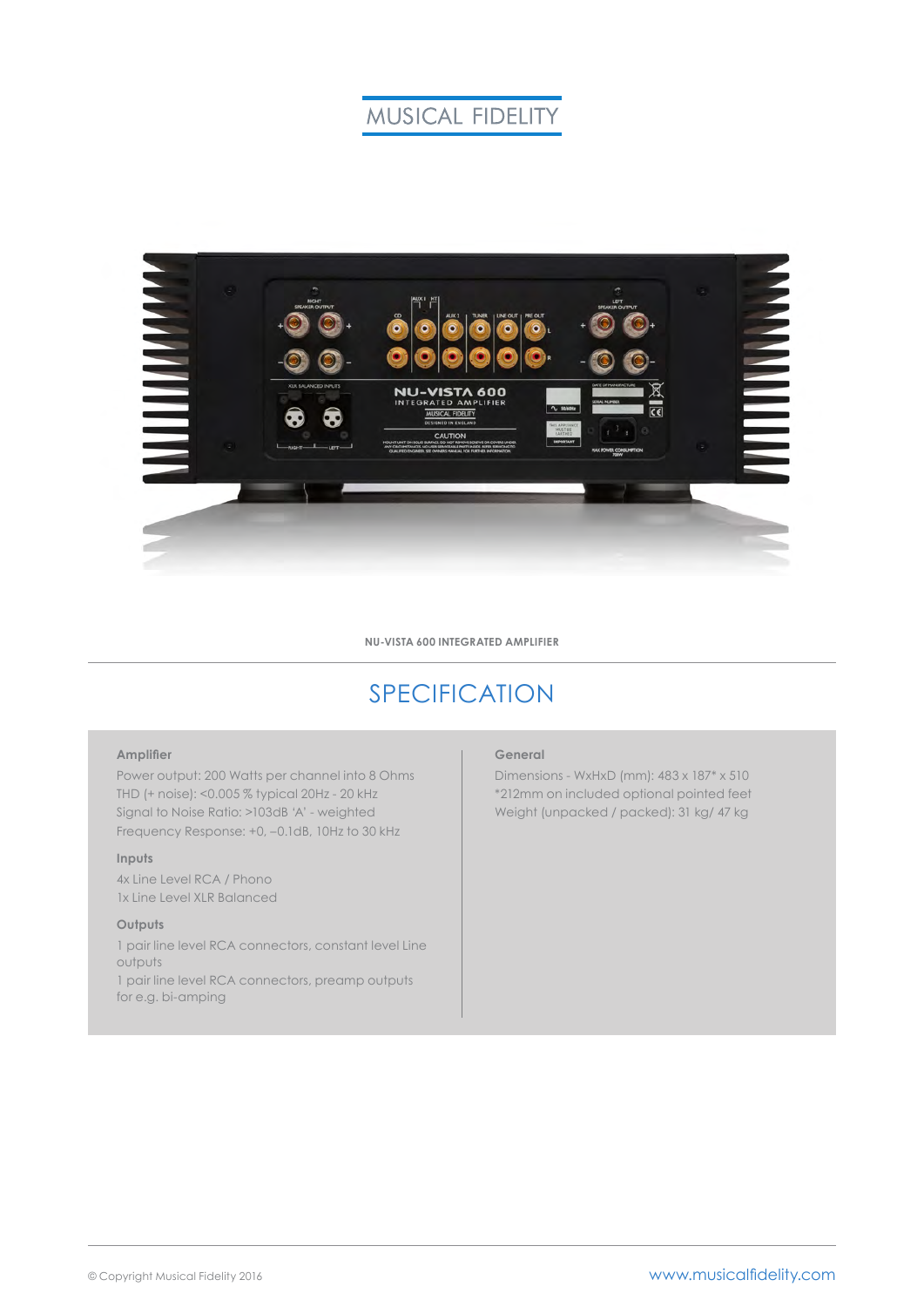# MUSICAL FIDELITY

NU-VISTA 600 INTEGRATED AMPLIFIER

## SPECIFICATION

### Amplifier

Power output: 200 Watts per channel into 8 Ohms
THD (+ noise): <0.005 % typical 20Hz - 20 kHz
Signal to Noise Ratio: >103dB 'A' - weighted
Frequency Response: +0, –0.1dB, 10Hz to 30 kHz

### Inputs

4x Line Level RCA / Phono
1x Line Level XLR Balanced

### Outputs

1 pair line level RCA connectors, constant level Line outputs
1 pair line level RCA connectors, preamp outputs for e.g. bi-amping

### General

Dimensions - WxHxD (mm): 483 x 187* x 510
*212mm on included optional pointed feet
Weight (unpacked / packed): 31 kg/ 47 kg

© Copyright Musical Fidelity 2016

www.musicalfidelity.com